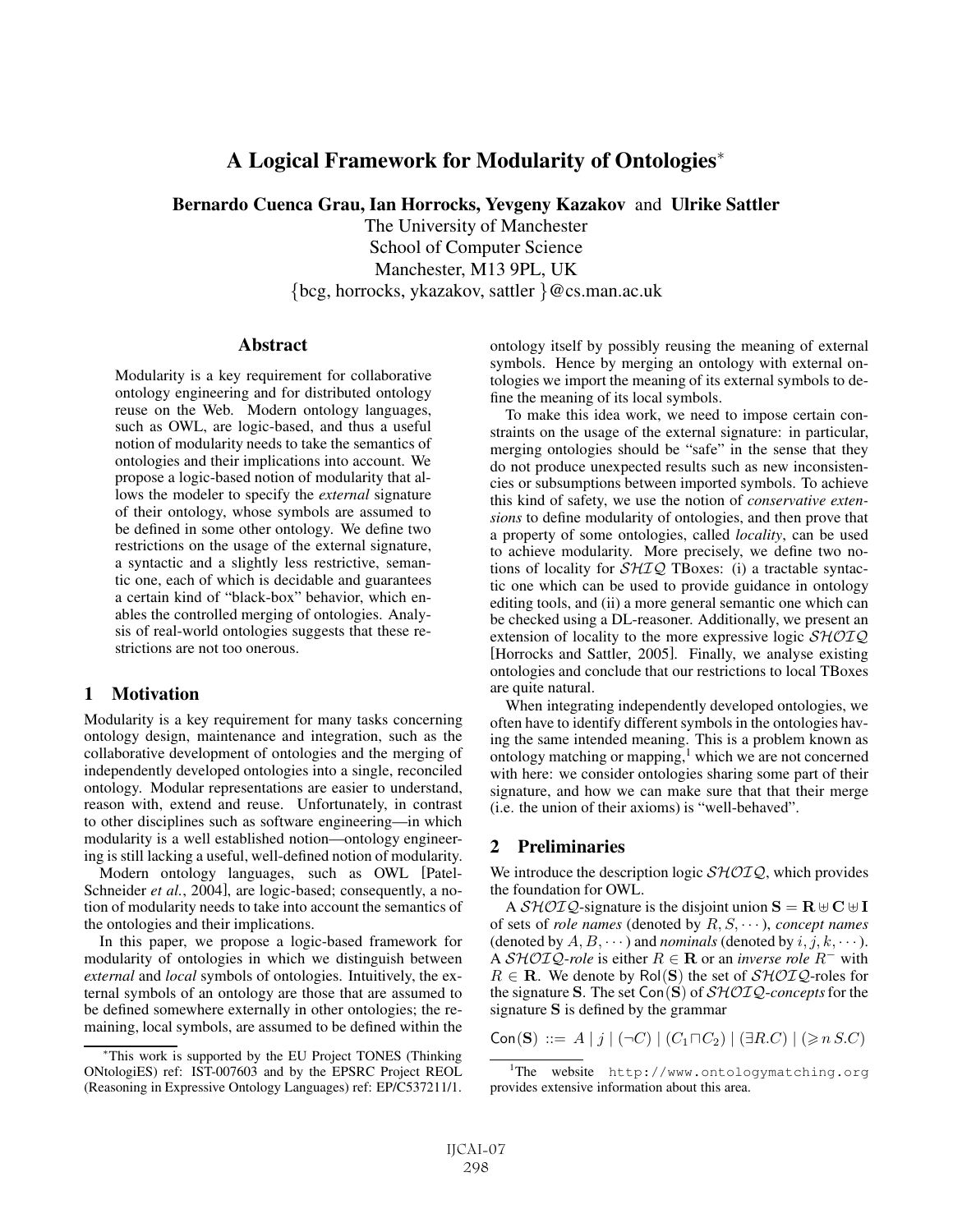# A Logical Framework for Modularity of Ontologies*

**Bernardo Cuenca Grau, Ian Horrocks, Yevgeny Kazakov and Ulrike Sattler**

The University of Manchester
School of Computer Science
Manchester, M13 9PL, UK
{bcg, horrocks, ykazakov, sattler }@cs.man.ac.uk

## Abstract

Modularity is a key requirement for collaborative ontology engineering and for distributed ontology reuse on the Web. Modern ontology languages, such as OWL, are logic-based, and thus a useful notion of modularity needs to take the semantics of ontologies and their implications into account. We propose a logic-based notion of modularity that allows the modeler to specify the *external* signature of their ontology, whose symbols are assumed to be defined in some other ontology. We define two restrictions on the usage of the external signature, a syntactic and a slightly less restrictive, semantic one, each of which is decidable and guarantees a certain kind of "black-box" behavior, which enables the controlled merging of ontologies. Analysis of real-world ontologies suggests that these restrictions are not too onerous.

## 1 Motivation

Modularity is a key requirement for many tasks concerning ontology design, maintenance and integration, such as the collaborative development of ontologies and the merging of independently developed ontologies into a single, reconciled ontology. Modular representations are easier to understand, reason with, extend and reuse. Unfortunately, in contrast to other disciplines such as software engineering—in which modularity is a well established notion—ontology engineering is still lacking a useful, well-defined notion of modularity.

Modern ontology languages, such as OWL [Patel-Schneider *et al.*, 2004], are logic-based; consequently, a notion of modularity needs to take into account the semantics of the ontologies and their implications.

In this paper, we propose a logic-based framework for modularity of ontologies in which we distinguish between *external* and *local* symbols of ontologies. Intuitively, the external symbols of an ontology are those that are assumed to be defined somewhere externally in other ontologies; the remaining, local symbols, are assumed to be defined within the ontology itself by possibly reusing the meaning of external symbols. Hence by merging an ontology with external ontologies we import the meaning of its external symbols to define the meaning of its local symbols.

To make this idea work, we need to impose certain constraints on the usage of the external signature: in particular, merging ontologies should be "safe" in the sense that they do not produce unexpected results such as new inconsistencies or subsumptions between imported symbols. To achieve this kind of safety, we use the notion of *conservative extensions* to define modularity of ontologies, and then prove that a property of some ontologies, called *locality*, can be used to achieve modularity. More precisely, we define two notions of locality for $\mathcal{SHIQ}$ TBoxes: (i) a tractable syntactic one which can be used to provide guidance in ontology editing tools, and (ii) a more general semantic one which can be checked using a DL-reasoner. Additionally, we present an extension of locality to the more expressive logic $\mathcal{SHOIQ}$ [Horrocks and Sattler, 2005]. Finally, we analyse existing ontologies and conclude that our restrictions to local TBoxes are quite natural.

When integrating independently developed ontologies, we often have to identify different symbols in the ontologies having the same intended meaning. This is a problem known as ontology matching or mapping,[1] which we are not concerned with here: we consider ontologies sharing some part of their signature, and how we can make sure that that their merge (i.e. the union of their axioms) is "well-behaved".

## 2 Preliminaries

We introduce the description logic $\mathcal{SHOIQ}$, which provides the foundation for OWL.

A $\mathcal{SHOIQ}$-signature is the disjoint union $\mathbf{S} = \mathbf{R} \uplus \mathbf{C} \uplus \mathbf{I}$ of sets of *role names* (denoted by $R, S, \cdots$), *concept names* (denoted by $A, B, \cdots$) and *nominals* (denoted by $i, j, k, \cdots$). A $\mathcal{SHOIQ}$-*role* is either $R \in \mathbf{R}$ or an *inverse role* $R^-$ with $R \in \mathbf{R}$. We denote by $\mathsf{Rol}(\mathbf{S})$ the set of $\mathcal{SHOIQ}$-roles for the signature $\mathbf{S}$. The set $\mathsf{Con}(\mathbf{S})$ of $\mathcal{SHOIQ}$-*concepts* for the signature $\mathbf{S}$ is defined by the grammar

$$\mathsf{Con}(\mathbf{S}) ::= A \mid j \mid (\neg C) \mid (C_1 \sqcap C_2) \mid (\exists R.C) \mid (\geqslant n\, S.C)$$

*This work is supported by the EU Project TONES (Thinking ONtologiES) ref: IST-007603 and by the EPSRC Project REOL (Reasoning in Expressive Ontology Languages) ref: EP/C537211/1.

[1] The website http://www.ontologymatching.org provides extensive information about this area.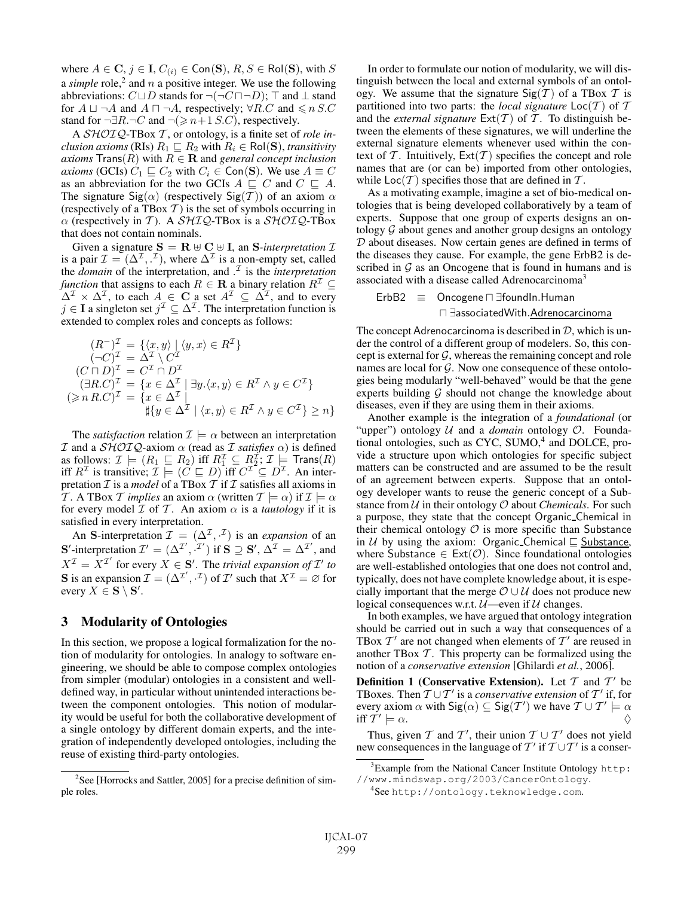where $A \in \mathbf{C}$, $j \in \mathbf{I}$, $C_{(i)} \in \mathsf{Con}(\mathbf{S})$, $R, S \in \mathsf{Rol}(\mathbf{S})$, with $S$ a *simple* role,[2] and $n$ a positive integer. We use the following abbreviations: $C \sqcup D$ stands for $\neg(\neg C \sqcap \neg D)$; $\top$ and $\bot$ stand for $A \sqcup \neg A$ and $A \sqcap \neg A$, respectively; $\forall R.C$ and $\leqslant n\, S.C$ stand for $\neg \exists R.\neg C$ and $\neg(\geqslant n{+}1\, S.C)$, respectively.

A $\mathcal{SHOIQ}$-TBox $\mathcal{T}$, or ontology, is a finite set of *role inclusion axioms* (RIs) $R_1 \sqsubseteq R_2$ with $R_i \in \mathsf{Rol}(\mathbf{S})$, *transitivity axioms* $\mathsf{Trans}(R)$ with $R \in \mathbf{R}$ and *general concept inclusion axioms* (GCIs) $C_1 \sqsubseteq C_2$ with $C_i \in \mathsf{Con}(\mathbf{S})$. We use $A \equiv C$ as an abbreviation for the two GCIs $A \sqsubseteq C$ and $C \sqsubseteq A$. The signature $\mathsf{Sig}(\alpha)$ (respectively $\mathsf{Sig}(\mathcal{T})$) of an axiom $\alpha$ (respectively of a TBox $\mathcal{T}$) is the set of symbols occurring in $\alpha$ (respectively in $\mathcal{T}$). A $\mathcal{SHIQ}$-TBox is a $\mathcal{SHOIQ}$-TBox that does not contain nominals.

Given a signature $\mathbf{S} = \mathbf{R} \uplus \mathbf{C} \uplus \mathbf{I}$, an $\mathbf{S}$*-interpretation* $\mathcal{I}$ is a pair $\mathcal{I} = (\Delta^{\mathcal{I}}, \cdot^{\mathcal{I}})$, where $\Delta^{\mathcal{I}}$ is a non-empty set, called the *domain* of the interpretation, and $\cdot^{\mathcal{I}}$ is the *interpretation function* that assigns to each $R \in \mathbf{R}$ a binary relation $R^{\mathcal{I}} \subseteq \Delta^{\mathcal{I}} \times \Delta^{\mathcal{I}}$, to each $A \in \mathbf{C}$ a set $A^{\mathcal{I}} \subseteq \Delta^{\mathcal{I}}$, and to every $j \in \mathbf{I}$ a singleton set $j^{\mathcal{I}} \subseteq \Delta^{\mathcal{I}}$. The interpretation function is extended to complex roles and concepts as follows:

$$
\begin{aligned}
(R^-)^{\mathcal{I}} &= \{\langle x, y\rangle \mid \langle y, x\rangle \in R^{\mathcal{I}}\}\\
(\neg C)^{\mathcal{I}} &= \Delta^{\mathcal{I}} \setminus C^{\mathcal{I}}\\
(C \sqcap D)^{\mathcal{I}} &= C^{\mathcal{I}} \cap D^{\mathcal{I}}\\
(\exists R.C)^{\mathcal{I}} &= \{x \in \Delta^{\mathcal{I}} \mid \exists y. \langle x, y\rangle \in R^{\mathcal{I}} \wedge y \in C^{\mathcal{I}}\}\\
(\geqslant n\, R.C)^{\mathcal{I}} &= \{x \in \Delta^{\mathcal{I}} \mid \\
&\qquad \sharp\{y \in \Delta^{\mathcal{I}} \mid \langle x, y\rangle \in R^{\mathcal{I}} \wedge y \in C^{\mathcal{I}}\} \geq n\}
\end{aligned}
$$

The *satisfaction* relation $\mathcal{I} \models \alpha$ between an interpretation $\mathcal{I}$ and a $\mathcal{SHOIQ}$-axiom $\alpha$ (read as $\mathcal{I}$ *satisfies* $\alpha$) is defined as follows: $\mathcal{I} \models (R_1 \sqsubseteq R_2)$ iff $R_1^{\mathcal{I}} \subseteq R_2^{\mathcal{I}}$; $\mathcal{I} \models \mathsf{Trans}(R)$ iff $R^{\mathcal{I}}$ is transitive; $\mathcal{I} \models (C \sqsubseteq D)$ iff $C^{\mathcal{I}} \subseteq D^{\mathcal{I}}$. An interpretation $\mathcal{I}$ is a *model* of a TBox $\mathcal{T}$ if $\mathcal{I}$ satisfies all axioms in $\mathcal{T}$. A TBox $\mathcal{T}$ *implies* an axiom $\alpha$ (written $\mathcal{T} \models \alpha$) if $\mathcal{I} \models \alpha$ for every model $\mathcal{I}$ of $\mathcal{T}$. An axiom $\alpha$ is a *tautology* if it is satisfied in every interpretation.

An $\mathbf{S}$-interpretation $\mathcal{I} = (\Delta^{\mathcal{I}}, \cdot^{\mathcal{I}})$ is an *expansion* of an $\mathbf{S}'$-interpretation $\mathcal{I}' = (\Delta^{\mathcal{I}'}, \cdot^{\mathcal{I}'})$ if $\mathbf{S} \supseteq \mathbf{S}'$, $\Delta^{\mathcal{I}} = \Delta^{\mathcal{I}'}$, and $X^{\mathcal{I}} = X^{\mathcal{I}'}$ for every $X \in \mathbf{S}'$. The *trivial expansion of* $\mathcal{I}'$ *to* $\mathbf{S}$ is an expansion $\mathcal{I} = (\Delta^{\mathcal{I}'}, \cdot^{\mathcal{I}})$ of $\mathcal{I}'$ such that $X^{\mathcal{I}} = \varnothing$ for every $X \in \mathbf{S} \setminus \mathbf{S}'$.

## 3 Modularity of Ontologies

In this section, we propose a logical formalization for the notion of modularity for ontologies. In analogy to software engineering, we should be able to compose complex ontologies from simpler (modular) ontologies in a consistent and well-defined way, in particular without unintended interactions between the component ontologies. This notion of modularity would be useful for both the collaborative development of a single ontology by different domain experts, and the integration of independently developed ontologies, including the reuse of existing third-party ontologies.

In order to formulate our notion of modularity, we will distinguish between the local and external symbols of an ontology. We assume that the signature $\mathsf{Sig}(\mathcal{T})$ of a TBox $\mathcal{T}$ is partitioned into two parts: the *local signature* $\mathsf{Loc}(\mathcal{T})$ of $\mathcal{T}$ and the *external signature* $\mathsf{Ext}(\mathcal{T})$ of $\mathcal{T}$. To distinguish between the elements of these signatures, we will underline the external signature elements whenever used within the context of $\mathcal{T}$. Intuitively, $\mathsf{Ext}(\mathcal{T})$ specifies the concept and role names that are (or can be) imported from other ontologies, while $\mathsf{Loc}(\mathcal{T})$ specifies those that are defined in $\mathcal{T}$.

As a motivating example, imagine a set of bio-medical ontologies that is being developed collaboratively by a team of experts. Suppose that one group of experts designs an ontology $\mathcal{G}$ about genes and another group designs an ontology $\mathcal{D}$ about diseases. Now certain genes are defined in terms of the diseases they cause. For example, the gene ErbB2 is described in $\mathcal{G}$ as an Oncogene that is found in humans and is associated with a disease called Adrenocarcinoma[3]

$$
\begin{aligned}
\mathsf{ErbB2} \;\equiv\;& \mathsf{Oncogene} \sqcap \exists \mathsf{foundIn}.\mathsf{Human}\\
& \sqcap \exists \mathsf{associatedWith}.\underline{\mathsf{Adrenocarcinoma}}
\end{aligned}
$$

The concept Adrenocarcinoma is described in $\mathcal{D}$, which is under the control of a different group of modelers. So, this concept is external for $\mathcal{G}$, whereas the remaining concept and role names are local for $\mathcal{G}$. Now one consequence of these ontologies being modularly "well-behaved" would be that the gene experts building $\mathcal{G}$ should not change the knowledge about diseases, even if they are using them in their axioms.

Another example is the integration of a *foundational* (or "upper") ontology $\mathcal{U}$ and a *domain* ontology $\mathcal{O}$. Foundational ontologies, such as CYC, SUMO,[4] and DOLCE, provide a structure upon which ontologies for specific subject matters can be constructed and are assumed to be the result of an agreement between experts. Suppose that an ontology developer wants to reuse the generic concept of a Substance from $\mathcal{U}$ in their ontology $\mathcal{O}$ about *Chemicals*. For such a purpose, they state that the concept Organic_Chemical in their chemical ontology $\mathcal{O}$ is more specific than Substance in $\mathcal{U}$ by using the axiom: $\mathsf{Organic\_Chemical} \sqsubseteq \underline{\mathsf{Substance}}$, where $\mathsf{Substance} \in \mathsf{Ext}(\mathcal{O})$. Since foundational ontologies are well-established ontologies that one does not control and, typically, does not have complete knowledge about, it is especially important that the merge $\mathcal{O} \cup \mathcal{U}$ does not produce new logical consequences w.r.t. $\mathcal{U}$—even if $\mathcal{U}$ changes.

In both examples, we have argued that ontology integration should be carried out in such a way that consequences of a TBox $\mathcal{T}'$ are not changed when elements of $\mathcal{T}'$ are reused in another TBox $\mathcal{T}$. This property can be formalized using the notion of a *conservative extension* [Ghilardi *et al.*, 2006].

**Definition 1 (Conservative Extension).** Let $\mathcal{T}$ and $\mathcal{T}'$ be TBoxes. Then $\mathcal{T} \cup \mathcal{T}'$ is a *conservative extension* of $\mathcal{T}'$ if, for every axiom $\alpha$ with $\mathsf{Sig}(\alpha) \subseteq \mathsf{Sig}(\mathcal{T}')$ we have $\mathcal{T} \cup \mathcal{T}' \models \alpha$ iff $\mathcal{T}' \models \alpha$. $\Diamond$

Thus, given $\mathcal{T}$ and $\mathcal{T}'$, their union $\mathcal{T} \cup \mathcal{T}'$ does not yield new consequences in the language of $\mathcal{T}'$ if $\mathcal{T} \cup \mathcal{T}'$ is a conser-

[2] See [Horrocks and Sattler, 2005] for a precise definition of simple roles.

[3] Example from the National Cancer Institute Ontology http://www.mindswap.org/2003/CancerOntology.

[4] See http://ontology.teknowledge.com.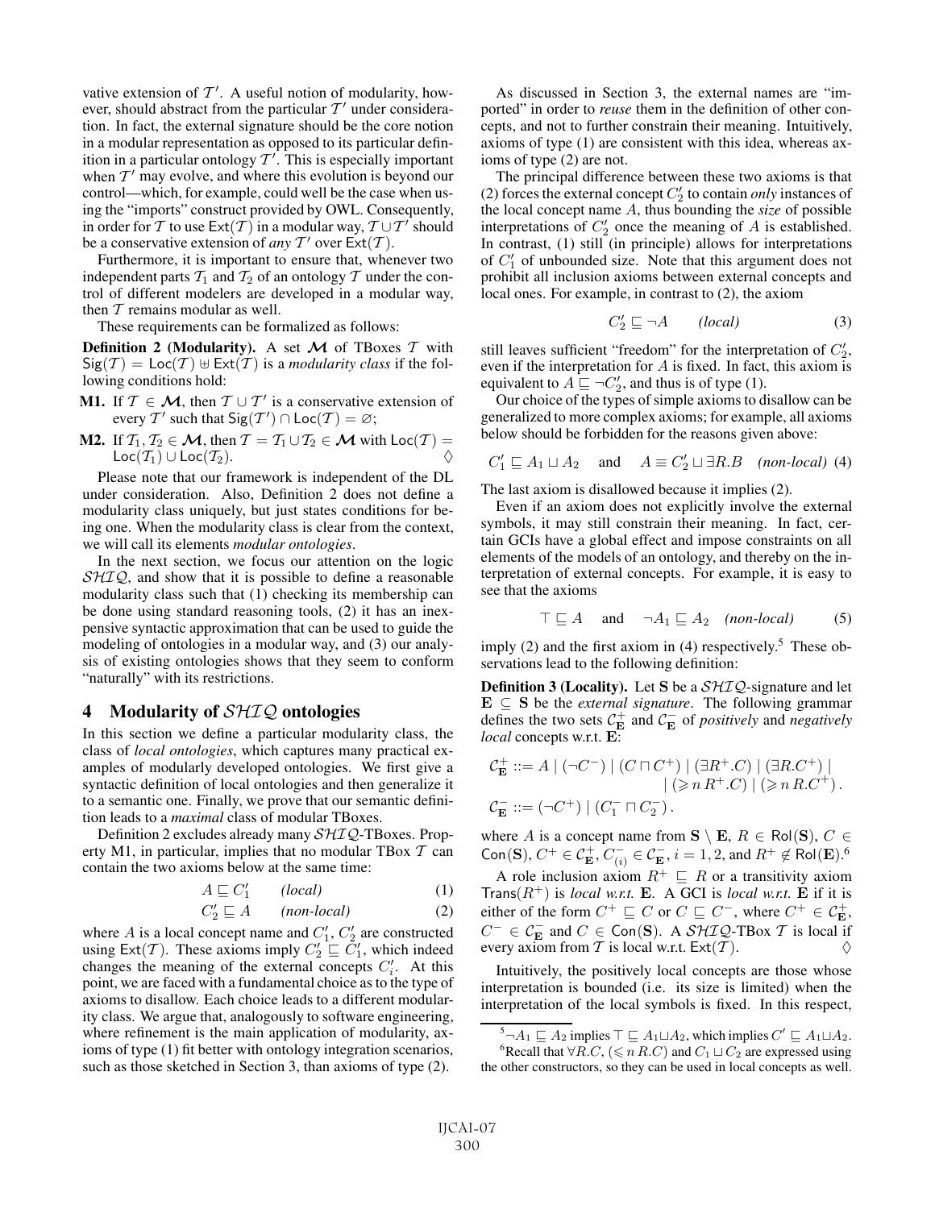vative extension of $\mathcal{T}'$. A useful notion of modularity, however, should abstract from the particular $\mathcal{T}'$ under consideration. In fact, the external signature should be the core notion in a modular representation as opposed to its particular definition in a particular ontology $\mathcal{T}'$. This is especially important when $\mathcal{T}'$ may evolve, and where this evolution is beyond our control—which, for example, could well be the case when using the "imports" construct provided by OWL. Consequently, in order for $\mathcal{T}$ to use $\mathsf{Ext}(\mathcal{T})$ in a modular way, $\mathcal{T} \cup \mathcal{T}'$ should be a conservative extension of *any* $\mathcal{T}'$ over $\mathsf{Ext}(\mathcal{T})$.

Furthermore, it is important to ensure that, whenever two independent parts $\mathcal{T}_1$ and $\mathcal{T}_2$ of an ontology $\mathcal{T}$ under the control of different modelers are developed in a modular way, then $\mathcal{T}$ remains modular as well.

These requirements can be formalized as follows:

**Definition 2 (Modularity).** A set $\boldsymbol{\mathcal{M}}$ of TBoxes $\mathcal{T}$ with $\mathsf{Sig}(\mathcal{T}) = \mathsf{Loc}(\mathcal{T}) \uplus \mathsf{Ext}(\mathcal{T})$ is a *modularity class* if the following conditions hold:

**M1.** If $\mathcal{T} \in \boldsymbol{\mathcal{M}}$, then $\mathcal{T} \cup \mathcal{T}'$ is a conservative extension of every $\mathcal{T}'$ such that $\mathsf{Sig}(\mathcal{T}') \cap \mathsf{Loc}(\mathcal{T}) = \varnothing$;

**M2.** If $\mathcal{T}_1, \mathcal{T}_2 \in \boldsymbol{\mathcal{M}}$, then $\mathcal{T} = \mathcal{T}_1 \cup \mathcal{T}_2 \in \boldsymbol{\mathcal{M}}$ with $\mathsf{Loc}(\mathcal{T}) = \mathsf{Loc}(\mathcal{T}_1) \cup \mathsf{Loc}(\mathcal{T}_2)$. ◊

Please note that our framework is independent of the DL under consideration. Also, Definition 2 does not define a modularity class uniquely, but just states conditions for being one. When the modularity class is clear from the context, we will call its elements *modular ontologies*.

In the next section, we focus our attention on the logic $\mathcal{SHIQ}$, and show that it is possible to define a reasonable modularity class such that (1) checking its membership can be done using standard reasoning tools, (2) it has an inexpensive syntactic approximation that can be used to guide the modeling of ontologies in a modular way, and (3) our analysis of existing ontologies shows that they seem to conform "naturally" with its restrictions.

## 4 Modularity of $\mathcal{SHIQ}$ ontologies

In this section we define a particular modularity class, the class of *local ontologies*, which captures many practical examples of modularly developed ontologies. We first give a syntactic definition of local ontologies and then generalize it to a semantic one. Finally, we prove that our semantic definition leads to a *maximal* class of modular TBoxes.

Definition 2 excludes already many $\mathcal{SHIQ}$-TBoxes. Property M1, in particular, implies that no modular TBox $\mathcal{T}$ can contain the two axioms below at the same time:

$$A \sqsubseteq C_1' \qquad \textit{(local)} \tag{1}$$

$$C_2' \sqsubseteq A \qquad \textit{(non-local)} \tag{2}$$

where $A$ is a local concept name and $C_1'$, $C_2'$ are constructed using $\mathsf{Ext}(\mathcal{T})$. These axioms imply $C_2' \sqsubseteq C_1'$, which indeed changes the meaning of the external concepts $C_i'$. At this point, we are faced with a fundamental choice as to the type of axioms to disallow. Each choice leads to a different modularity class. We argue that, analogously to software engineering, where refinement is the main application of modularity, axioms of type (1) fit better with ontology integration scenarios, such as those sketched in Section 3, than axioms of type (2).

As discussed in Section 3, the external names are "imported" in order to *reuse* them in the definition of other concepts, and not to further constrain their meaning. Intuitively, axioms of type (1) are consistent with this idea, whereas axioms of type (2) are not.

The principal difference between these two axioms is that (2) forces the external concept $C_2'$ to contain *only* instances of the local concept name $A$, thus bounding the *size* of possible interpretations of $C_2'$ once the meaning of $A$ is established. In contrast, (1) still (in principle) allows for interpretations of $C_1'$ of unbounded size. Note that this argument does not prohibit all inclusion axioms between external concepts and local ones. For example, in contrast to (2), the axiom

$$C_2' \sqsubseteq \neg A \qquad \textit{(local)} \tag{3}$$

still leaves sufficient "freedom" for the interpretation of $C_2'$, even if the interpretation for $A$ is fixed. In fact, this axiom is equivalent to $A \sqsubseteq \neg C_2'$, and thus is of type (1).

Our choice of the types of simple axioms to disallow can be generalized to more complex axioms; for example, all axioms below should be forbidden for the reasons given above:

$$C_1' \sqsubseteq A_1 \sqcup A_2 \quad \text{and} \quad A \equiv C_2' \sqcup \exists R.B \quad \textit{(non-local)} \tag{4}$$

The last axiom is disallowed because it implies (2).

Even if an axiom does not explicitly involve the external symbols, it may still constrain their meaning. In fact, certain GCIs have a global effect and impose constraints on all elements of the models of an ontology, and thereby on the interpretation of external concepts. For example, it is easy to see that the axioms

$$\top \sqsubseteq A \quad \text{and} \quad \neg A_1 \sqsubseteq A_2 \quad \textit{(non-local)} \tag{5}$$

imply (2) and the first axiom in (4) respectively.[5] These observations lead to the following definition:

**Definition 3 (Locality).** Let $\mathbf{S}$ be a $\mathcal{SHIQ}$-signature and let $\mathbf{E} \subseteq \mathbf{S}$ be the *external signature*. The following grammar defines the two sets $\mathcal{C}^+_{\mathbf{E}}$ and $\mathcal{C}^-_{\mathbf{E}}$ of *positively* and *negatively local* concepts w.r.t. $\mathbf{E}$:

$$\begin{aligned}
\mathcal{C}^+_{\mathbf{E}} ::= A \mid (\neg C^-) \mid (C \sqcap C^+) \mid (\exists R^+.C) \mid (\exists R.C^+) \mid \\
\mid ({\geqslant}\, n\, R^+.C) \mid ({\geqslant}\, n\, R.C^+).
\end{aligned}$$

$$\mathcal{C}^-_{\mathbf{E}} ::= (\neg C^+) \mid (C_1^- \sqcap C_2^-).$$

where $A$ is a concept name from $\mathbf{S} \setminus \mathbf{E}$, $R \in \mathsf{Rol}(\mathbf{S})$, $C \in \mathsf{Con}(\mathbf{S})$, $C^+ \in \mathcal{C}^+_{\mathbf{E}}$, $C^-_{(i)} \in \mathcal{C}^-_{\mathbf{E}}$, $i = 1, 2$, and $R^+ \notin \mathsf{Rol}(\mathbf{E})$.[6]

A role inclusion axiom $R^+ \sqsubseteq R$ or a transitivity axiom $\mathsf{Trans}(R^+)$ is *local w.r.t.* $\mathbf{E}$. A GCI is *local w.r.t.* $\mathbf{E}$ if it is either of the form $C^+ \sqsubseteq C$ or $C \sqsubseteq C^-$, where $C^+ \in \mathcal{C}^+_{\mathbf{E}}$, $C^- \in \mathcal{C}^-_{\mathbf{E}}$ and $C \in \mathsf{Con}(\mathbf{S})$. A $\mathcal{SHIQ}$-TBox $\mathcal{T}$ is *local* if every axiom from $\mathcal{T}$ is local w.r.t. $\mathsf{Ext}(\mathcal{T})$. ◊

Intuitively, the positively local concepts are those whose interpretation is bounded (i.e. its size is limited) when the interpretation of the local symbols is fixed. In this respect,

[5] $\neg A_1 \sqsubseteq A_2$ implies $\top \sqsubseteq A_1 \sqcup A_2$, which implies $C' \sqsubseteq A_1 \sqcup A_2$.

[6] Recall that $\forall R.C$, $({\leqslant}\, n\, R.C)$ and $C_1 \sqcup C_2$ are expressed using the other constructors, so they can be used in local concepts as well.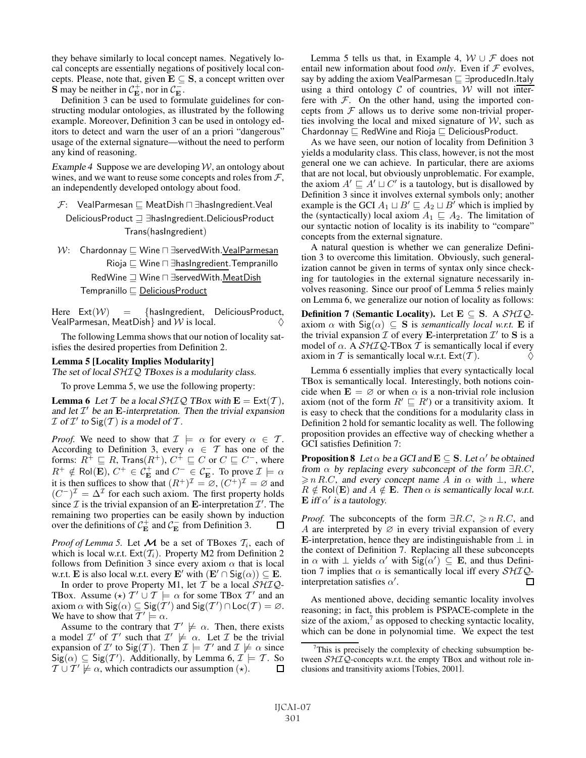they behave similarly to local concept names. Negatively local concepts are essentially negations of positively local concepts. Please, note that, given $\mathbf{E} \subseteq \mathbf{S}$, a concept written over $\mathbf{S}$ may be neither in $\mathcal{C}^+_{\mathbf{E}}$, nor in $\mathcal{C}^-_{\mathbf{E}}$.

Definition 3 can be used to formulate guidelines for constructing modular ontologies, as illustrated by the following example. Moreover, Definition 3 can be used in ontology editors to detect and warn the user of an a priori "dangerous" usage of the external signature—without the need to perform any kind of reasoning.

*Example 4* Suppose we are developing $\mathcal{W}$, an ontology about wines, and we want to reuse some concepts and roles from $\mathcal{F}$, an independently developed ontology about food.

$$\mathcal{F}: \quad \mathsf{VealParmesan} \sqsubseteq \mathsf{MeatDish} \sqcap \exists \mathsf{hasIngredient}.\mathsf{Veal}$$
$$\mathsf{DeliciousProduct} \sqsupseteq \exists \mathsf{hasIngredient}.\mathsf{DeliciousProduct}$$
$$\mathsf{Trans}(\mathsf{hasIngredient})$$

$$\mathcal{W}: \quad \mathsf{Chardonnay} \sqsubseteq \mathsf{Wine} \sqcap \exists \mathsf{servedWith}.\underline{\mathsf{VealParmesan}}$$
$$\mathsf{Rioja} \sqsubseteq \mathsf{Wine} \sqcap \exists \underline{\mathsf{hasIngredient}}.\mathsf{Tempranillo}$$
$$\mathsf{RedWine} \sqsupseteq \mathsf{Wine} \sqcap \exists \mathsf{servedWith}.\underline{\mathsf{MeatDish}}$$
$$\mathsf{Tempranillo} \sqsubseteq \underline{\mathsf{DeliciousProduct}}$$

Here $\mathsf{Ext}(\mathcal{W}) = \{\mathsf{hasIngredient}, \mathsf{DeliciousProduct}, \mathsf{VealParmesan}, \mathsf{MeatDish}\}$ and $\mathcal{W}$ is local. ◊

The following Lemma shows that our notion of locality satisfies the desired properties from Definition 2.

**Lemma 5 [Locality Implies Modularity]**
*The set of local $\mathcal{SHIQ}$ TBoxes is a modularity class.*

To prove Lemma 5, we use the following property:

**Lemma 6** *Let $\mathcal{T}$ be a local $\mathcal{SHIQ}$ TBox with $\mathbf{E} = \mathsf{Ext}(\mathcal{T})$, and let $\mathcal{I}'$ be an $\mathbf{E}$-interpretation. Then the trivial expansion $\mathcal{I}$ of $\mathcal{I}'$ to $\mathsf{Sig}(\mathcal{T})$ is a model of $\mathcal{T}$.*

*Proof.* We need to show that $\mathcal{I} \models \alpha$ for every $\alpha \in \mathcal{T}$. According to Definition 3, every $\alpha \in \mathcal{T}$ has one of the forms: $R^+ \sqsubseteq R$, $\mathsf{Trans}(R^+)$, $C^+ \sqsubseteq C$ or $C \sqsubseteq C^-$, where $R^+ \notin \mathsf{Rol}(\mathbf{E})$, $C^+ \in \mathcal{C}^+_{\mathbf{E}}$ and $C^- \in \mathcal{C}^-_{\mathbf{E}}$. To prove $\mathcal{I} \models \alpha$ it is then suffices to show that $(R^+)^{\mathcal{I}} = \varnothing$, $(C^+)^{\mathcal{I}} = \varnothing$ and $(C^-)^{\mathcal{I}} = \Delta^{\mathcal{I}}$ for each such axiom. The first property holds since $\mathcal{I}$ is the trivial expansion of an $\mathbf{E}$-interpretation $\mathcal{I}'$. The remaining two properties can be easily shown by induction over the definitions of $\mathcal{C}^+_{\mathbf{E}}$ and $\mathcal{C}^-_{\mathbf{E}}$ from Definition 3. □

*Proof of Lemma 5.* Let $\mathcal{M}$ be a set of TBoxes $\mathcal{T}_i$, each of which is local w.r.t. $\mathsf{Ext}(\mathcal{T}_i)$. Property M2 from Definition 2 follows from Definition 3 since every axiom $\alpha$ that is local w.r.t. $\mathbf{E}$ is also local w.r.t. every $\mathbf{E}'$ with $(\mathbf{E}' \cap \mathsf{Sig}(\alpha)) \subseteq \mathbf{E}$.

In order to prove Property M1, let $\mathcal{T}$ be a local $\mathcal{SHIQ}$-TBox. Assume $(\star)$ $\mathcal{T}' \cup \mathcal{T} \models \alpha$ for some TBox $\mathcal{T}'$ and an axiom $\alpha$ with $\mathsf{Sig}(\alpha) \subseteq \mathsf{Sig}(\mathcal{T}')$ and $\mathsf{Sig}(\mathcal{T}') \cap \mathsf{Loc}(\mathcal{T}) = \varnothing$. We have to show that $\mathcal{T}' \models \alpha$.

Assume to the contrary that $\mathcal{T}' \not\models \alpha$. Then, there exists a model $\mathcal{I}'$ of $\mathcal{T}'$ such that $\mathcal{I}' \not\models \alpha$. Let $\mathcal{I}$ be the trivial expansion of $\mathcal{I}'$ to $\mathsf{Sig}(\mathcal{T})$. Then $\mathcal{I} \models \mathcal{T}'$ and $\mathcal{I} \not\models \alpha$ since $\mathsf{Sig}(\alpha) \subseteq \mathsf{Sig}(\mathcal{T}')$. Additionally, by Lemma 6, $\mathcal{I} \models \mathcal{T}$. So $\mathcal{T} \cup \mathcal{T}' \not\models \alpha$, which contradicts our assumption $(\star)$. □

Lemma 5 tells us that, in Example 4, $\mathcal{W} \cup \mathcal{F}$ does not entail new information about food *only*. Even if $\mathcal{F}$ evolves, say by adding the axiom $\mathsf{VealParmesan} \sqsubseteq \exists \mathsf{producedIn}.\underline{\mathsf{Italy}}$ using a third ontology $\mathcal{C}$ of countries, $\mathcal{W}$ will not interfere with $\mathcal{F}$. On the other hand, using the imported concepts from $\mathcal{F}$ allows us to derive some non-trivial properties involving the local and mixed signature of $\mathcal{W}$, such as $\mathsf{Chardonnay} \sqsubseteq \mathsf{RedWine}$ and $\mathsf{Rioja} \sqsubseteq \mathsf{DeliciousProduct}$.

As we have seen, our notion of locality from Definition 3 yields a modularity class. This class, however, is not the most general one we can achieve. In particular, there are axioms that are not local, but obviously unproblematic. For example, the axiom $A' \sqsubseteq A' \sqcup C'$ is a tautology, but is disallowed by Definition 3 since it involves external symbols only; another example is the GCI $A_1 \sqcup B' \sqsubseteq A_2 \sqcup B'$ which is implied by the (syntactically) local axiom $A_1 \sqsubseteq A_2$. The limitation of our syntactic notion of locality is its inability to "compare" concepts from the external signature.

A natural question is whether we can generalize Definition 3 to overcome this limitation. Obviously, such generalization cannot be given in terms of syntax only since checking for tautologies in the external signature necessarily involves reasoning. Since our proof of Lemma 5 relies mainly on Lemma 6, we generalize our notion of locality as follows:

**Definition 7 (Semantic Locality).** Let $\mathbf{E} \subseteq \mathbf{S}$. A $\mathcal{SHIQ}$-axiom $\alpha$ with $\mathsf{Sig}(\alpha) \subseteq \mathbf{S}$ is *semantically local w.r.t.* $\mathbf{E}$ if the trivial expansion $\mathcal{I}$ of every $\mathbf{E}$-interpretation $\mathcal{I}'$ to $\mathbf{S}$ is a model of $\alpha$. A $\mathcal{SHIQ}$-TBox $\mathcal{T}$ is semantically local if every axiom in $\mathcal{T}$ is semantically local w.r.t. $\mathsf{Ext}(\mathcal{T})$. ◊

Lemma 6 essentially implies that every syntactically local TBox is semantically local. Interestingly, both notions coincide when $\mathbf{E} = \varnothing$ or when $\alpha$ is a non-trivial role inclusion axiom (not of the form $R' \sqsubseteq R'$) or a transitivity axiom. It is easy to check that the conditions for a modularity class in Definition 2 hold for semantic locality as well. The following proposition provides an effective way of checking whether a GCI satisfies Definition 7:

**Proposition 8** *Let $\alpha$ be a GCI and $\mathbf{E} \subseteq \mathbf{S}$. Let $\alpha'$ be obtained from $\alpha$ by replacing every subconcept of the form $\exists R.C$, $\geqslant n\, R.C$, and every concept name $A$ in $\alpha$ with $\bot$, where $R \notin \mathsf{Rol}(\mathbf{E})$ and $A \notin \mathbf{E}$. Then $\alpha$ is semantically local w.r.t. $\mathbf{E}$ iff $\alpha'$ is a tautology.*

*Proof.* The subconcepts of the form $\exists R.C$, $\geqslant n\, R.C$, and $A$ are interpreted by $\varnothing$ in every trivial expansion of every $\mathbf{E}$-interpretation, hence they are indistinguishable from $\bot$ in the context of Definition 7. Replacing all these subconcepts in $\alpha$ with $\bot$ yields $\alpha'$ with $\mathsf{Sig}(\alpha') \subseteq \mathbf{E}$, and thus Definition 7 implies that $\alpha$ is semantically local iff every $\mathcal{SHIQ}$-interpretation satisfies $\alpha'$. □

As mentioned above, deciding semantic locality involves reasoning; in fact, this problem is PSPACE-complete in the size of the axiom,[7] as opposed to checking syntactic locality, which can be done in polynomial time. We expect the test

[7] This is precisely the complexity of checking subsumption between $\mathcal{SHIQ}$-concepts w.r.t. the empty TBox and without role inclusions and transitivity axioms [Tobies, 2001].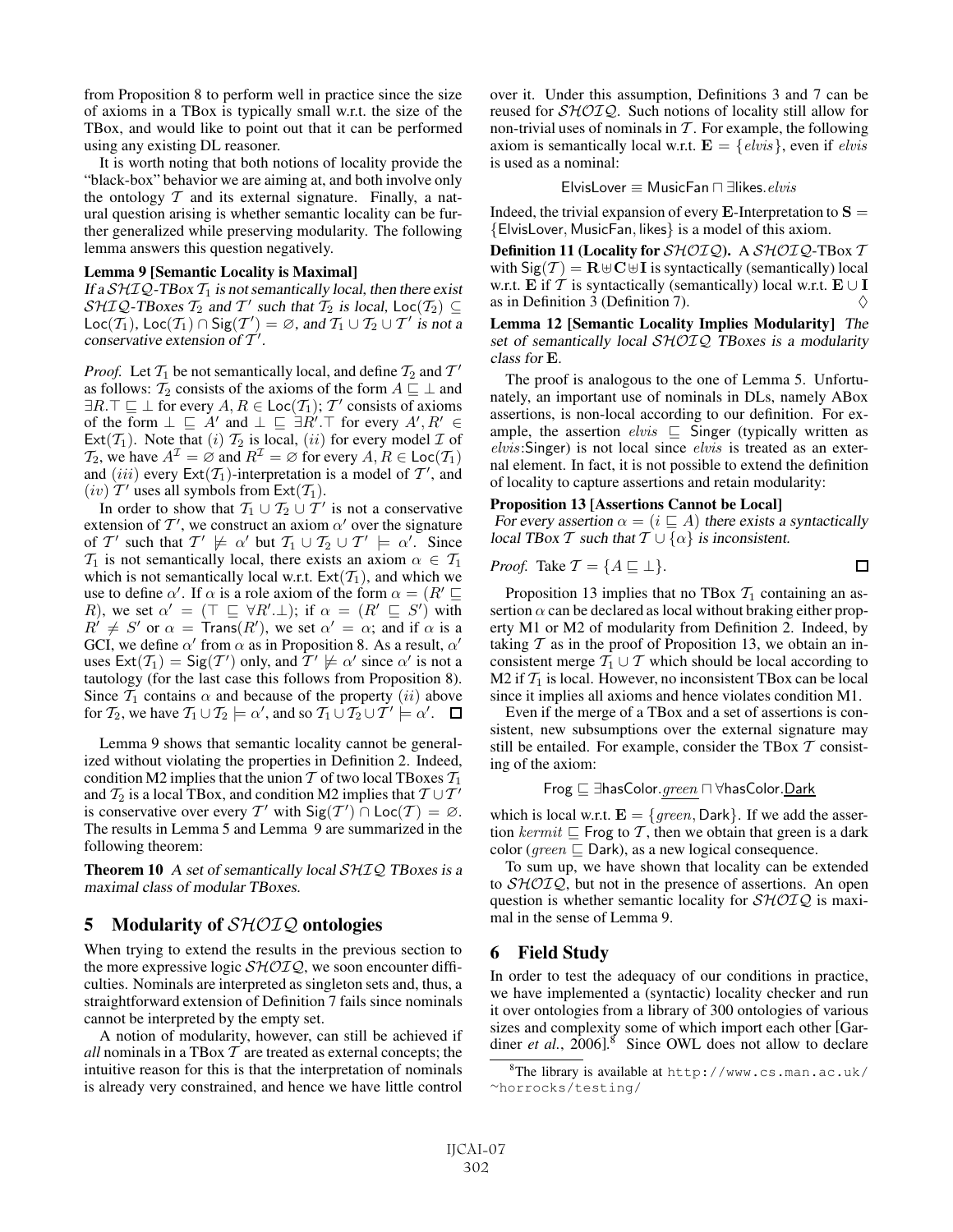from Proposition 8 to perform well in practice since the size of axioms in a TBox is typically small w.r.t. the size of the TBox, and would like to point out that it can be performed using any existing DL reasoner.

It is worth noting that both notions of locality provide the "black-box" behavior we are aiming at, and both involve only the ontology $\mathcal{T}$ and its external signature. Finally, a natural question arising is whether semantic locality can be further generalized while preserving modularity. The following lemma answers this question negatively.

**Lemma 9 [Semantic Locality is Maximal]**
*If a $\mathcal{SHIQ}$-TBox $\mathcal{T}_1$ is not semantically local, then there exist $\mathcal{SHIQ}$-TBoxes $\mathcal{T}_2$ and $\mathcal{T}'$ such that $\mathcal{T}_2$ is local, $\mathsf{Loc}(\mathcal{T}_2) \subseteq \mathsf{Loc}(\mathcal{T}_1)$, $\mathsf{Loc}(\mathcal{T}_1) \cap \mathsf{Sig}(\mathcal{T}') = \varnothing$, and $\mathcal{T}_1 \cup \mathcal{T}_2 \cup \mathcal{T}'$ is not a conservative extension of $\mathcal{T}'$.*

*Proof.* Let $\mathcal{T}_1$ be not semantically local, and define $\mathcal{T}_2$ and $\mathcal{T}'$ as follows: $\mathcal{T}_2$ consists of the axioms of the form $A \sqsubseteq \bot$ and $\exists R.\top \sqsubseteq \bot$ for every $A, R \in \mathsf{Loc}(\mathcal{T}_1)$; $\mathcal{T}'$ consists of axioms of the form $\bot \sqsubseteq A'$ and $\bot \sqsubseteq \exists R'.\top$ for every $A', R' \in \mathsf{Ext}(\mathcal{T}_1)$. Note that $(i)$ $\mathcal{T}_2$ is local, $(ii)$ for every model $\mathcal{I}$ of $\mathcal{T}_2$, we have $A^\mathcal{I} = \varnothing$ and $R^\mathcal{I} = \varnothing$ for every $A, R \in \mathsf{Loc}(\mathcal{T}_1)$ and $(iii)$ every $\mathsf{Ext}(\mathcal{T}_1)$-interpretation is a model of $\mathcal{T}'$, and $(iv)$ $\mathcal{T}'$ uses all symbols from $\mathsf{Ext}(\mathcal{T}_1)$.

In order to show that $\mathcal{T}_1 \cup \mathcal{T}_2 \cup \mathcal{T}'$ is not a conservative extension of $\mathcal{T}'$, we construct an axiom $\alpha'$ over the signature of $\mathcal{T}'$ such that $\mathcal{T}' \not\models \alpha'$ but $\mathcal{T}_1 \cup \mathcal{T}_2 \cup \mathcal{T}' \models \alpha'$. Since $\mathcal{T}_1$ is not semantically local, there exists an axiom $\alpha \in \mathcal{T}_1$ which is not semantically local w.r.t. $\mathsf{Ext}(\mathcal{T}_1)$, and which we use to define $\alpha'$. If $\alpha$ is a role axiom of the form $\alpha = (R' \sqsubseteq R)$, we set $\alpha' = (\top \sqsubseteq \forall R'.\bot)$; if $\alpha = (R' \sqsubseteq S')$ with $R' \neq S'$ or $\alpha = \mathsf{Trans}(R')$, we set $\alpha' = \alpha$; and if $\alpha$ is a GCI, we define $\alpha'$ from $\alpha$ as in Proposition 8. As a result, $\alpha'$ uses $\mathsf{Ext}(\mathcal{T}_1) = \mathsf{Sig}(\mathcal{T}')$ only, and $\mathcal{T}' \not\models \alpha'$ since $\alpha'$ is not a tautology (for the last case this follows from Proposition 8). Since $\mathcal{T}_1$ contains $\alpha$ and because of the property $(ii)$ above for $\mathcal{T}_2$, we have $\mathcal{T}_1 \cup \mathcal{T}_2 \models \alpha'$, and so $\mathcal{T}_1 \cup \mathcal{T}_2 \cup \mathcal{T}' \models \alpha'$. $\square$

Lemma 9 shows that semantic locality cannot be generalized without violating the properties in Definition 2. Indeed, condition M2 implies that the union $\mathcal{T}$ of two local TBoxes $\mathcal{T}_1$ and $\mathcal{T}_2$ is a local TBox, and condition M2 implies that $\mathcal{T} \cup \mathcal{T}'$ is conservative over every $\mathcal{T}'$ with $\mathsf{Sig}(\mathcal{T}') \cap \mathsf{Loc}(\mathcal{T}) = \varnothing$. The results in Lemma 5 and Lemma 9 are summarized in the following theorem:

**Theorem 10** *A set of semantically local $\mathcal{SHIQ}$ TBoxes is a maximal class of modular TBoxes.*

## 5 Modularity of $\mathcal{SHOIQ}$ ontologies

When trying to extend the results in the previous section to the more expressive logic $\mathcal{SHOIQ}$, we soon encounter difficulties. Nominals are interpreted as singleton sets and, thus, a straightforward extension of Definition 7 fails since nominals cannot be interpreted by the empty set.

A notion of modularity, however, can still be achieved if *all* nominals in a TBox $\mathcal{T}$ are treated as external concepts; the intuitive reason for this is that the interpretation of nominals is already very constrained, and hence we have little control over it. Under this assumption, Definitions 3 and 7 can be reused for $\mathcal{SHOIQ}$. Such notions of locality still allow for non-trivial uses of nominals in $\mathcal{T}$. For example, the following axiom is semantically local w.r.t. $\mathbf{E} = \{elvis\}$, even if $elvis$ is used as a nominal:

$$\mathsf{ElvisLover} \equiv \mathsf{MusicFan} \sqcap \exists \mathsf{likes}.elvis$$

Indeed, the trivial expansion of every $\mathbf{E}$-Interpretation to $\mathbf{S} = \{\mathsf{ElvisLover}, \mathsf{MusicFan}, \mathsf{likes}\}$ is a model of this axiom.

**Definition 11 (Locality for $\mathcal{SHOIQ}$).** A $\mathcal{SHOIQ}$-TBox $\mathcal{T}$ with $\mathsf{Sig}(\mathcal{T}) = \mathbf{R} \uplus \mathbf{C} \uplus \mathbf{I}$ is syntactically (semantically) local w.r.t. $\mathbf{E}$ if $\mathcal{T}$ is syntactically (semantically) local w.r.t. $\mathbf{E} \cup \mathbf{I}$ as in Definition 3 (Definition 7). $\diamondsuit$

**Lemma 12 [Semantic Locality Implies Modularity]** *The set of semantically local $\mathcal{SHOIQ}$ TBoxes is a modularity class for $\mathbf{E}$.*

The proof is analogous to the one of Lemma 5. Unfortunately, an important use of nominals in DLs, namely ABox assertions, is non-local according to our definition. For example, the assertion $elvis \sqsubseteq$ Singer (typically written as $elvis$:Singer) is not local since $elvis$ is treated as an external element. In fact, it is not possible to extend the definition of locality to capture assertions and retain modularity:

**Proposition 13 [Assertions Cannot be Local]**
*For every assertion $\alpha = (i \sqsubseteq A)$ there exists a syntactically local TBox $\mathcal{T}$ such that $\mathcal{T} \cup \{\alpha\}$ is inconsistent.*

*Proof.* Take $\mathcal{T} = \{A \sqsubseteq \bot\}$. $\square$

Proposition 13 implies that no TBox $\mathcal{T}_1$ containing an assertion $\alpha$ can be declared as local without braking either property M1 or M2 of modularity from Definition 2. Indeed, by taking $\mathcal{T}$ as in the proof of Proposition 13, we obtain an inconsistent merge $\mathcal{T}_1 \cup \mathcal{T}$ which should be local according to M2 if $\mathcal{T}_1$ is local. However, no inconsistent TBox can be local since it implies all axioms and hence violates condition M1.

Even if the merge of a TBox and a set of assertions is consistent, new subsumptions over the external signature may still be entailed. For example, consider the TBox $\mathcal{T}$ consisting of the axiom:

$$\mathsf{Frog} \sqsubseteq \exists \mathsf{hasColor}.\underline{green} \sqcap \forall \mathsf{hasColor}.\underline{\mathsf{Dark}}$$

which is local w.r.t. $\mathbf{E} = \{green, \mathsf{Dark}\}$. If we add the assertion $kermit \sqsubseteq$ Frog to $\mathcal{T}$, then we obtain that green is a dark color ($green \sqsubseteq$ Dark), as a new logical consequence.

To sum up, we have shown that locality can be extended to $\mathcal{SHOIQ}$, but not in the presence of assertions. An open question is whether semantic locality for $\mathcal{SHOIQ}$ is maximal in the sense of Lemma 9.

## 6 Field Study

In order to test the adequacy of our conditions in practice, we have implemented a (syntactic) locality checker and run it over ontologies from a library of 300 ontologies of various sizes and complexity some of which import each other [Gardiner *et al.*, 2006].[8] Since OWL does not allow to declare

[8] The library is available at http://www.cs.man.ac.uk/~horrocks/testing/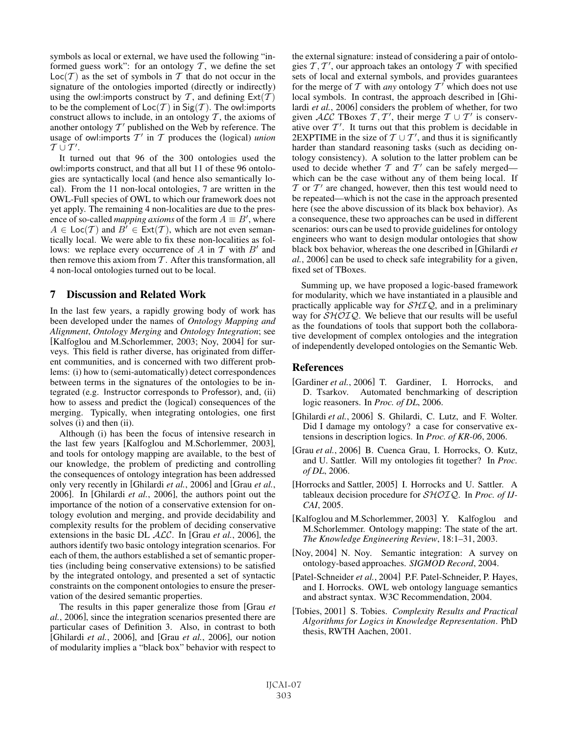symbols as local or external, we have used the following "informed guess work": for an ontology $\mathcal{T}$, we define the set $\mathsf{Loc}(\mathcal{T})$ as the set of symbols in $\mathcal{T}$ that do not occur in the signature of the ontologies imported (directly or indirectly) using the owl:imports construct by $\mathcal{T}$, and defining $\mathsf{Ext}(\mathcal{T})$ to be the complement of $\mathsf{Loc}(\mathcal{T})$ in $\mathsf{Sig}(\mathcal{T})$. The owl:imports construct allows to include, in an ontology $\mathcal{T}$, the axioms of another ontology $\mathcal{T}'$ published on the Web by reference. The usage of owl:imports $\mathcal{T}'$ in $\mathcal{T}$ produces the (logical) *union* $\mathcal{T} \cup \mathcal{T}'$.

It turned out that 96 of the 300 ontologies used the owl:imports construct, and that all but 11 of these 96 ontologies are syntactically local (and hence also semantically local). From the 11 non-local ontologies, 7 are written in the OWL-Full species of OWL to which our framework does not yet apply. The remaining 4 non-localities are due to the presence of so-called *mapping axioms* of the form $A \equiv B'$, where $A \in \mathsf{Loc}(\mathcal{T})$ and $B' \in \mathsf{Ext}(\mathcal{T})$, which are not even semantically local. We were able to fix these non-localities as follows: we replace every occurrence of $A$ in $\mathcal{T}$ with $B'$ and then remove this axiom from $\mathcal{T}$. After this transformation, all 4 non-local ontologies turned out to be local.

## 7 Discussion and Related Work

In the last few years, a rapidly growing body of work has been developed under the names of *Ontology Mapping and Alignment*, *Ontology Merging* and *Ontology Integration*; see [Kalfoglou and M.Schorlemmer, 2003; Noy, 2004] for surveys. This field is rather diverse, has originated from different communities, and is concerned with two different problems: (i) how to (semi-automatically) detect correspondences between terms in the signatures of the ontologies to be integrated (e.g. Instructor corresponds to Professor), and, (ii) how to assess and predict the (logical) consequences of the merging. Typically, when integrating ontologies, one first solves (i) and then (ii).

Although (i) has been the focus of intensive research in the last few years [Kalfoglou and M.Schorlemmer, 2003], and tools for ontology mapping are available, to the best of our knowledge, the problem of predicting and controlling the consequences of ontology integration has been addressed only very recently in [Ghilardi *et al.*, 2006] and [Grau *et al.*, 2006]. In [Ghilardi *et al.*, 2006], the authors point out the importance of the notion of a conservative extension for ontology evolution and merging, and provide decidability and complexity results for the problem of deciding conservative extensions in the basic DL $\mathcal{ALC}$. In [Grau *et al.*, 2006], the authors identify two basic ontology integration scenarios. For each of them, the authors established a set of semantic properties (including being conservative extensions) to be satisfied by the integrated ontology, and presented a set of syntactic constraints on the component ontologies to ensure the preservation of the desired semantic properties.

The results in this paper generalize those from [Grau *et al.*, 2006], since the integration scenarios presented there are particular cases of Definition 3. Also, in contrast to both [Ghilardi *et al.*, 2006], and [Grau *et al.*, 2006], our notion of modularity implies a "black box" behavior with respect to the external signature: instead of considering a pair of ontologies $\mathcal{T}, \mathcal{T}'$, our approach takes an ontology $\mathcal{T}$ with specified sets of local and external symbols, and provides guarantees for the merge of $\mathcal{T}$ with *any* ontology $\mathcal{T}'$ which does not use local symbols. In contrast, the approach described in [Ghilardi *et al.*, 2006] considers the problem of whether, for two given $\mathcal{ALC}$ TBoxes $\mathcal{T}, \mathcal{T}'$, their merge $\mathcal{T} \cup \mathcal{T}'$ is conservative over $\mathcal{T}'$. It turns out that this problem is decidable in 2EXPTIME in the size of $\mathcal{T} \cup \mathcal{T}'$, and thus it is significantly harder than standard reasoning tasks (such as deciding ontology consistency). A solution to the latter problem can be used to decide whether $\mathcal{T}$ and $\mathcal{T}'$ can be safely merged—which can be the case without any of them being local. If $\mathcal{T}$ or $\mathcal{T}'$ are changed, however, then this test would need to be repeated—which is not the case in the approach presented here (see the above discussion of its black box behavior). As a consequence, these two approaches can be used in different scenarios: ours can be used to provide guidelines for ontology engineers who want to design modular ontologies that show black box behavior, whereas the one described in [Ghilardi *et al.*, 2006] can be used to check safe integrability for a given, fixed set of TBoxes.

Summing up, we have proposed a logic-based framework for modularity, which we have instantiated in a plausible and practically applicable way for $\mathcal{SHIQ}$, and in a preliminary way for $\mathcal{SHOIQ}$. We believe that our results will be useful as the foundations of tools that support both the collaborative development of complex ontologies and the integration of independently developed ontologies on the Semantic Web.

## References

[Gardiner *et al.*, 2006] T. Gardiner, I. Horrocks, and D. Tsarkov. Automated benchmarking of description logic reasoners. In *Proc. of DL*, 2006.

[Ghilardi *et al.*, 2006] S. Ghilardi, C. Lutz, and F. Wolter. Did I damage my ontology? a case for conservative extensions in description logics. In *Proc. of KR-06*, 2006.

[Grau *et al.*, 2006] B. Cuenca Grau, I. Horrocks, O. Kutz, and U. Sattler. Will my ontologies fit together? In *Proc. of DL*, 2006.

[Horrocks and Sattler, 2005] I. Horrocks and U. Sattler. A tableaux decision procedure for $\mathcal{SHOIQ}$. In *Proc. of IJCAI*, 2005.

[Kalfoglou and M.Schorlemmer, 2003] Y. Kalfoglou and M.Schorlemmer. Ontology mapping: The state of the art. *The Knowledge Engineering Review*, 18:1–31, 2003.

[Noy, 2004] N. Noy. Semantic integration: A survey on ontology-based approaches. *SIGMOD Record*, 2004.

[Patel-Schneider *et al.*, 2004] P.F. Patel-Schneider, P. Hayes, and I. Horrocks. OWL web ontology language semantics and abstract syntax. W3C Recommendation, 2004.

[Tobies, 2001] S. Tobies. *Complexity Results and Practical Algorithms for Logics in Knowledge Representation*. PhD thesis, RWTH Aachen, 2001.